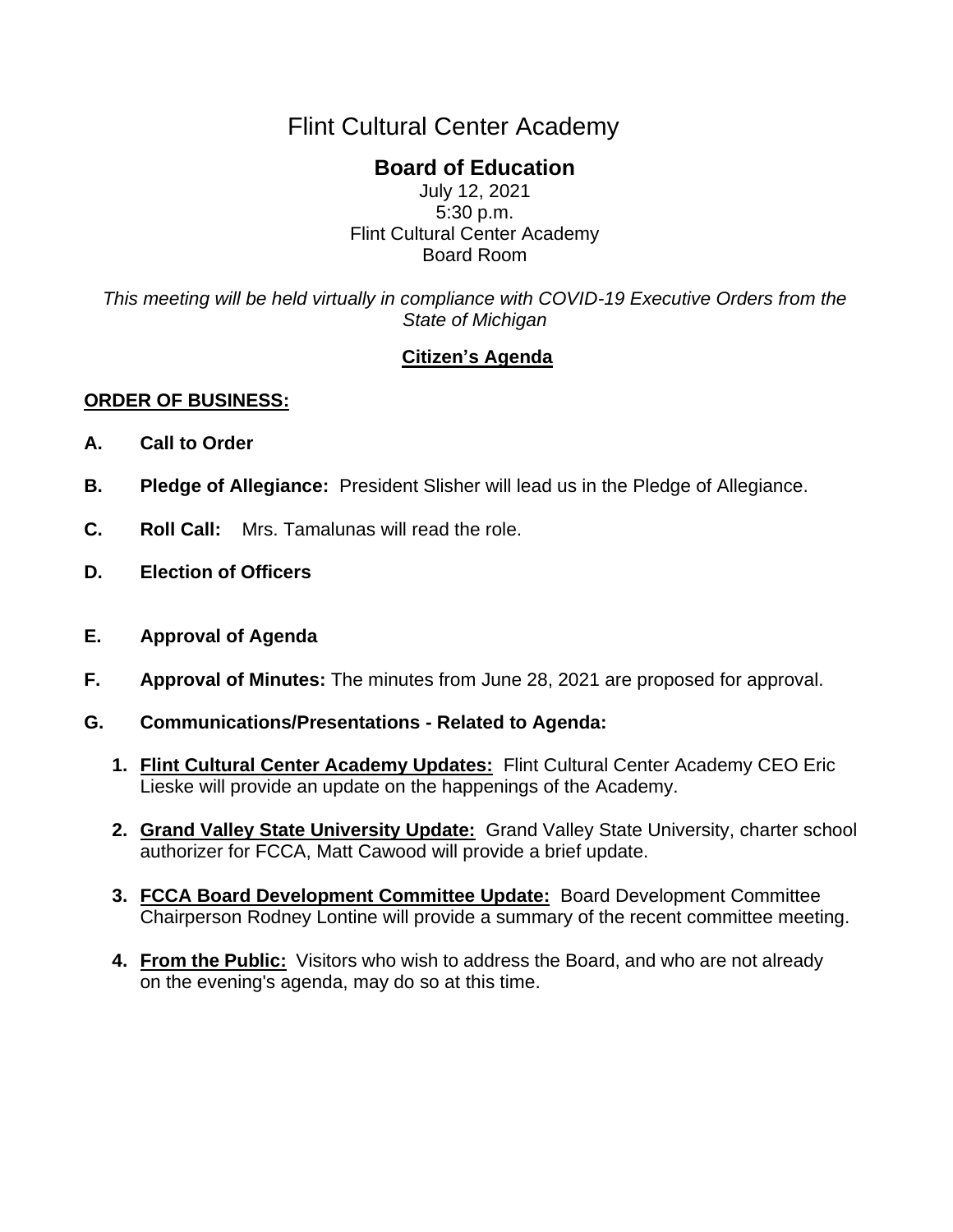# Flint Cultural Center Academy

## Board of Education

July 12, 2021
5:30 p.m.
Flint Cultural Center Academy
Board Room

*This meeting will be held virtually in compliance with COVID-19 Executive Orders from the State of Michigan*

**Citizen's Agenda**

**ORDER OF BUSINESS:**

**A. Call to Order**

**B. Pledge of Allegiance:** President Slisher will lead us in the Pledge of Allegiance.

**C. Roll Call:** Mrs. Tamalunas will read the role.

**D. Election of Officers**

**E. Approval of Agenda**

**F. Approval of Minutes:** The minutes from June 28, 2021 are proposed for approval.

**G. Communications/Presentations - Related to Agenda:**

1. **Flint Cultural Center Academy Updates:** Flint Cultural Center Academy CEO Eric Lieske will provide an update on the happenings of the Academy.
2. **Grand Valley State University Update:** Grand Valley State University, charter school authorizer for FCCA, Matt Cawood will provide a brief update.
3. **FCCA Board Development Committee Update:** Board Development Committee Chairperson Rodney Lontine will provide a summary of the recent committee meeting.
4. **From the Public:** Visitors who wish to address the Board, and who are not already on the evening's agenda, may do so at this time.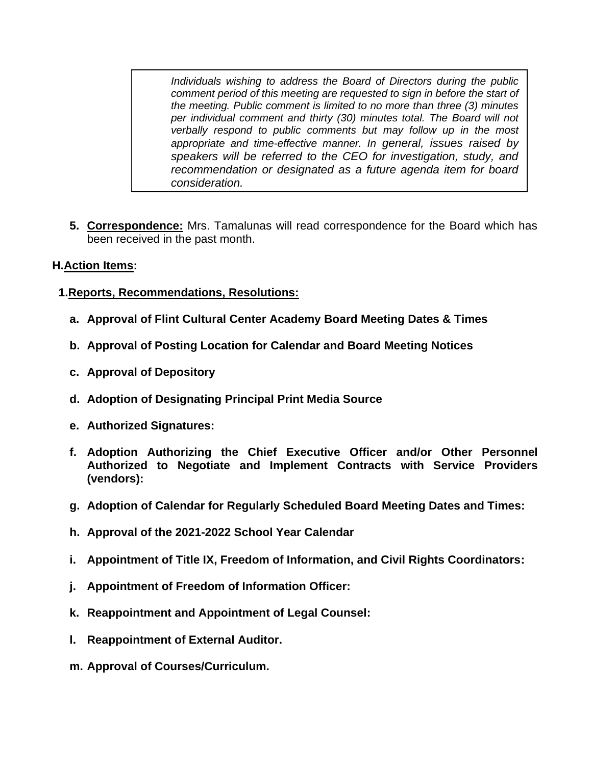> *Individuals wishing to address the Board of Directors during the public comment period of this meeting are requested to sign in before the start of the meeting. Public comment is limited to no more than three (3) minutes per individual comment and thirty (30) minutes total. The Board will not verbally respond to public comments but may follow up in the most appropriate and time-effective manner. In general, issues raised by speakers will be referred to the CEO for investigation, study, and recommendation or designated as a future agenda item for board consideration.*

5. **Correspondence:** Mrs. Tamalunas will read correspondence for the Board which has been received in the past month.

## H. Action Items:

### 1. Reports, Recommendations, Resolutions:

a. **Approval of Flint Cultural Center Academy Board Meeting Dates & Times**

b. **Approval of Posting Location for Calendar and Board Meeting Notices**

c. **Approval of Depository**

d. **Adoption of Designating Principal Print Media Source**

e. **Authorized Signatures:**

f. **Adoption Authorizing the Chief Executive Officer and/or Other Personnel Authorized to Negotiate and Implement Contracts with Service Providers (vendors):**

g. **Adoption of Calendar for Regularly Scheduled Board Meeting Dates and Times:**

h. **Approval of the 2021-2022 School Year Calendar**

i. **Appointment of Title IX, Freedom of Information, and Civil Rights Coordinators:**

j. **Appointment of Freedom of Information Officer:**

k. **Reappointment and Appointment of Legal Counsel:**

l. **Reappointment of External Auditor.**

m. **Approval of Courses/Curriculum.**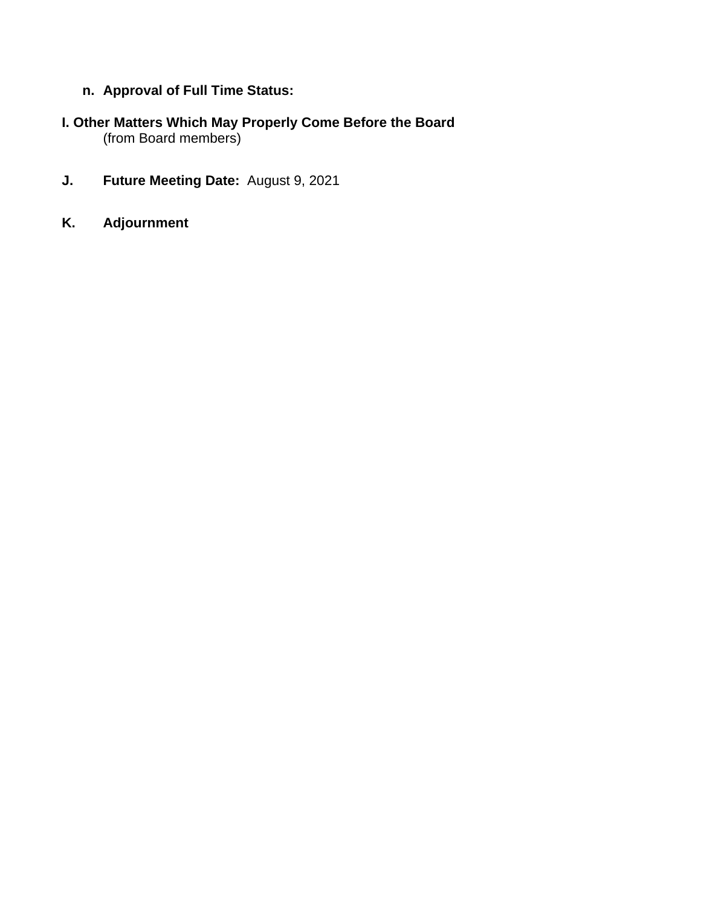**n. Approval of Full Time Status:**

**I. Other Matters Which May Properly Come Before the Board**
(from Board members)

**J. Future Meeting Date:** August 9, 2021

**K. Adjournment**